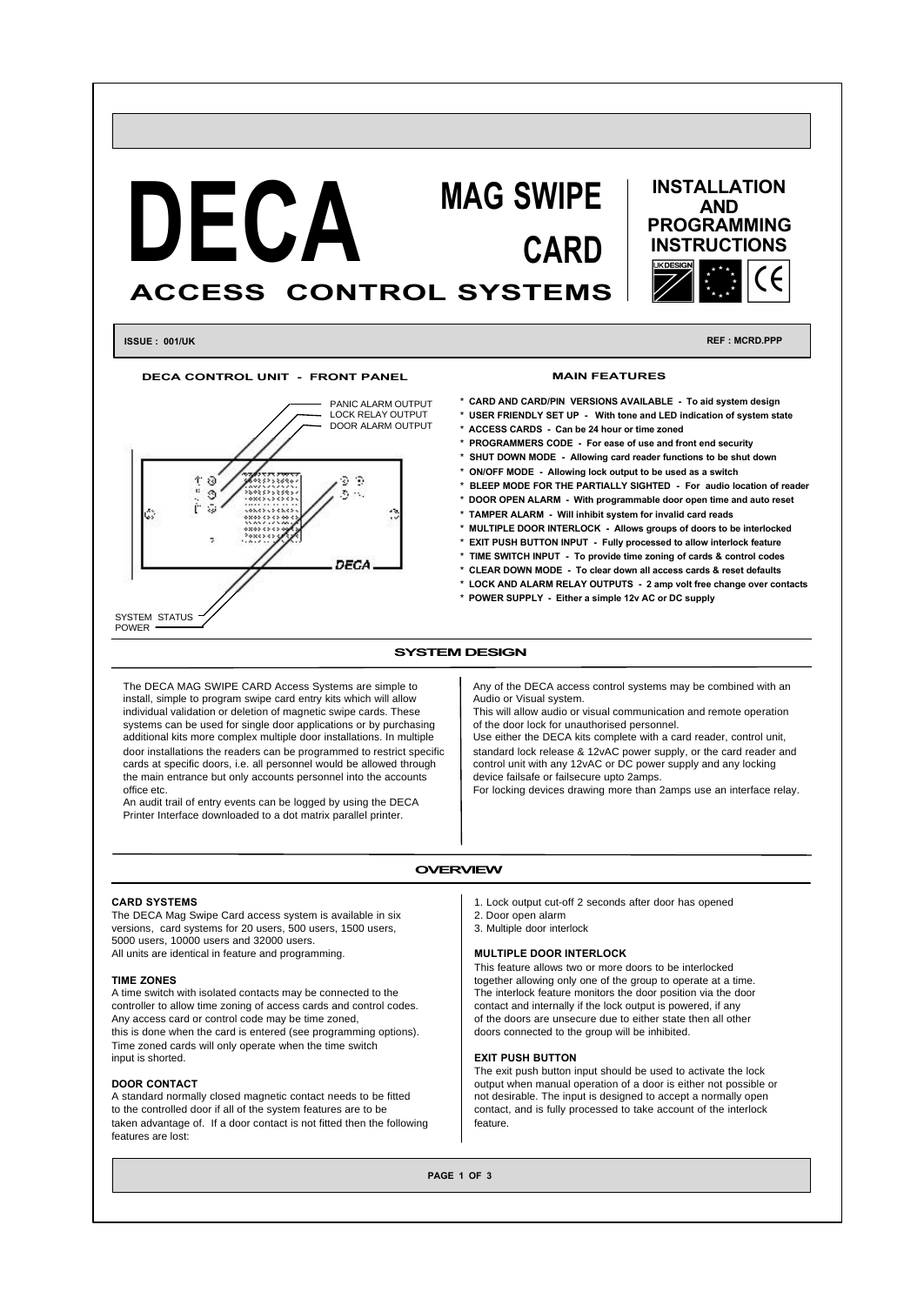# DECA

# MAG SWIPE CARD

## ACCESS CONTROL SYSTEMS

**INSTALLATION AND PROGRAMMING INSTRUCTIONS**

**ISSUE : 001/UK** **REF : MCRD.PPP**

### DECA CONTROL UNIT - FRONT PANEL

PANIC ALARM OUTPUT
LOCK RELAY OUTPUT
DOOR ALARM OUTPUT

SYSTEM STATUS
POWER

### MAIN FEATURES

- **CARD AND CARD/PIN VERSIONS AVAILABLE - To aid system design**
- **USER FRIENDLY SET UP - With tone and LED indication of system state**
- **ACCESS CARDS - Can be 24 hour or time zoned**
- **PROGRAMMERS CODE - For ease of use and front end security**
- **SHUT DOWN MODE - Allowing card reader functions to be shut down**
- **ON/OFF MODE - Allowing lock output to be used as a switch**
- **BLEEP MODE FOR THE PARTIALLY SIGHTED - For audio location of reader**
- **DOOR OPEN ALARM - With programmable door open time and auto reset**
- **TAMPER ALARM - Will inhibit system for invalid card reads**
- **MULTIPLE DOOR INTERLOCK - Allows groups of doors to be interlocked**
- **EXIT PUSH BUTTON INPUT - Fully processed to allow interlock feature**
- **TIME SWITCH INPUT - To provide time zoning of cards & control codes**
- **CLEAR DOWN MODE - To clear down all access cards & reset defaults**
- **LOCK AND ALARM RELAY OUTPUTS - 2 amp volt free change over contacts**
- **POWER SUPPLY - Either a simple 12v AC or DC supply**

## SYSTEM DESIGN

The DECA MAG SWIPE CARD Access Systems are simple to install, simple to program swipe card entry kits which will allow individual validation or deletion of magnetic swipe cards. These systems can be used for single door applications or by purchasing additional kits more complex multiple door installations. In multiple door installations the readers can be programmed to restrict specific cards at specific doors, i.e. all personnel would be allowed through the main entrance but only accounts personnel into the accounts office etc.

An audit trail of entry events can be logged by using the DECA Printer Interface downloaded to a dot matrix parallel printer.

Any of the DECA access control systems may be combined with an Audio or Visual system.

This will allow audio or visual communication and remote operation of the door lock for unauthorised personnel.

Use either the DECA kits complete with a card reader, control unit, standard lock release & 12vAC power supply, or the card reader and control unit with any 12vAC or DC power supply and any locking device failsafe or failsecure upto 2amps.

For locking devices drawing more than 2amps use an interface relay.

## OVERVIEW

### CARD SYSTEMS

The DECA Mag Swipe Card access system is available in six versions, card systems for 20 users, 500 users, 1500 users, 5000 users, 10000 users and 32000 users.

All units are identical in feature and programming.

### TIME ZONES

A time switch with isolated contacts may be connected to the controller to allow time zoning of access cards and control codes. Any access card or control code may be time zoned, this is done when the card is entered (see programming options). Time zoned cards will only operate when the time switch input is shorted.

### DOOR CONTACT

A standard normally closed magnetic contact needs to be fitted to the controlled door if all of the system features are to be taken advantage of. If a door contact is not fitted then the following features are lost:

1. Lock output cut-off 2 seconds after door has opened
2. Door open alarm
3. Multiple door interlock

### MULTIPLE DOOR INTERLOCK

This feature allows two or more doors to be interlocked together allowing only one of the group to operate at a time. The interlock feature monitors the door position via the door contact and internally if the lock output is powered, if any of the doors are unsecure due to either state then all other doors connected to the group will be inhibited.

### EXIT PUSH BUTTON

The exit push button input should be used to activate the lock output when manual operation of a door is either not possible or not desirable. The input is designed to accept a normally open contact, and is fully processed to take account of the interlock feature.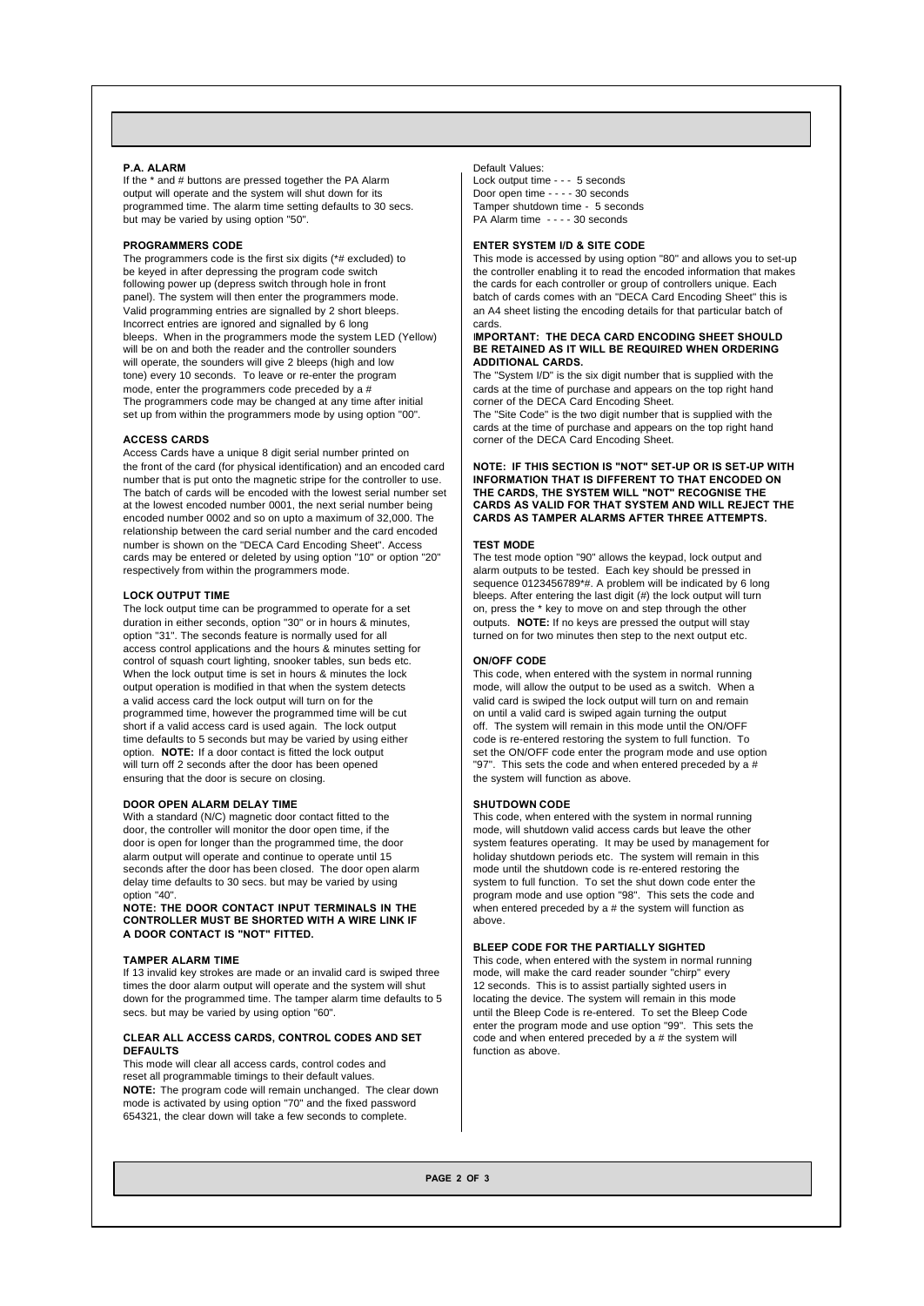### P.A. ALARM

If the * and # buttons are pressed together the PA Alarm output will operate and the system will shut down for its programmed time. The alarm time setting defaults to 30 secs. but may be varied by using option "50".

### PROGRAMMERS CODE

The programmers code is the first six digits (*# excluded) to be keyed in after depressing the program code switch following power up (depress switch through hole in front panel). The system will then enter the programmers mode. Valid programming entries are signalled by 2 short bleeps. Incorrect entries are ignored and signalled by 6 long bleeps. When in the programmers mode the system LED (Yellow) will be on and both the reader and the controller sounders will operate, the sounders will give 2 bleeps (high and low tone) every 10 seconds. To leave or re-enter the program mode, enter the programmers code preceded by a #
The programmers code may be changed at any time after initial set up from within the programmers mode by using option "00".

### ACCESS CARDS

Access Cards have a unique 8 digit serial number printed on the front of the card (for physical identification) and an encoded card number that is put onto the magnetic stripe for the controller to use. The batch of cards will be encoded with the lowest serial number set at the lowest encoded number 0001, the next serial number being encoded number 0002 and so on upto a maximum of 32,000. The relationship between the card serial number and the card encoded number is shown on the "DECA Card Encoding Sheet". Access cards may be entered or deleted by using option "10" or option "20" respectively from within the programmers mode.

### LOCK OUTPUT TIME

The lock output time can be programmed to operate for a set duration in either seconds, option "30" or in hours & minutes, option "31". The seconds feature is normally used for all access control applications and the hours & minutes setting for control of squash court lighting, snooker tables, sun beds etc. When the lock output time is set in hours & minutes the lock output operation is modified in that when the system detects a valid access card the lock output will turn on for the programmed time, however the programmed time will be cut short if a valid access card is used again. The lock output time defaults to 5 seconds but may be varied by using either option. **NOTE:** If a door contact is fitted the lock output will turn off 2 seconds after the door has been opened ensuring that the door is secure on closing.

### DOOR OPEN ALARM DELAY TIME

With a standard (N/C) magnetic door contact fitted to the door, the controller will monitor the door open time, if the door is open for longer than the programmed time, the door alarm output will operate and continue to operate until 15 seconds after the door has been closed. The door open alarm delay time defaults to 30 secs. but may be varied by using option "40".

**NOTE: THE DOOR CONTACT INPUT TERMINALS IN THE CONTROLLER MUST BE SHORTED WITH A WIRE LINK IF A DOOR CONTACT IS "NOT" FITTED.**

### TAMPER ALARM TIME

If 13 invalid key strokes are made or an invalid card is swiped three times the door alarm output will operate and the system will shut down for the programmed time. The tamper alarm time defaults to 5 secs. but may be varied by using option "60".

### CLEAR ALL ACCESS CARDS, CONTROL CODES AND SET DEFAULTS

This mode will clear all access cards, control codes and reset all programmable timings to their default values.
**NOTE:** The program code will remain unchanged. The clear down mode is activated by using option "70" and the fixed password 654321, the clear down will take a few seconds to complete.

Default Values:
Lock output time - - - 5 seconds
Door open time - - - - 30 seconds
Tamper shutdown time - 5 seconds
PA Alarm time - - - - 30 seconds

### ENTER SYSTEM I/D & SITE CODE

This mode is accessed by using option "80" and allows you to set-up the controller enabling it to read the encoded information that makes the cards for each controller or group of controllers unique. Each batch of cards comes with an "DECA Card Encoding Sheet" this is an A4 sheet listing the encoding details for that particular batch of cards.

**IMPORTANT: THE DECA CARD ENCODING SHEET SHOULD BE RETAINED AS IT WILL BE REQUIRED WHEN ORDERING ADDITIONAL CARDS.**

The "System I/D" is the six digit number that is supplied with the cards at the time of purchase and appears on the top right hand corner of the DECA Card Encoding Sheet.
The "Site Code" is the two digit number that is supplied with the cards at the time of purchase and appears on the top right hand corner of the DECA Card Encoding Sheet.

**NOTE: IF THIS SECTION IS "NOT" SET-UP OR IS SET-UP WITH INFORMATION THAT IS DIFFERENT TO THAT ENCODED ON THE CARDS, THE SYSTEM WILL "NOT" RECOGNISE THE CARDS AS VALID FOR THAT SYSTEM AND WILL REJECT THE CARDS AS TAMPER ALARMS AFTER THREE ATTEMPTS.**

### TEST MODE

The test mode option "90" allows the keypad, lock output and alarm outputs to be tested. Each key should be pressed in sequence 0123456789*#. A problem will be indicated by 6 long bleeps. After entering the last digit (#) the lock output will turn on, press the * key to move on and step through the other outputs. **NOTE:** If no keys are pressed the output will stay turned on for two minutes then step to the next output etc.

### ON/OFF CODE

This code, when entered with the system in normal running mode, will allow the output to be used as a switch. When a valid card is swiped the lock output will turn on and remain on until a valid card is swiped again turning the output off. The system will remain in this mode until the ON/OFF code is re-entered restoring the system to full function. To set the ON/OFF code enter the program mode and use option "97". This sets the code and when entered preceded by a # the system will function as above.

### SHUTDOWN CODE

This code, when entered with the system in normal running mode, will shutdown valid access cards but leave the other system features operating. It may be used by management for holiday shutdown periods etc. The system will remain in this mode until the shutdown code is re-entered restoring the system to full function. To set the shut down code enter the program mode and use option "98". This sets the code and when entered preceded by a # the system will function as above.

### BLEEP CODE FOR THE PARTIALLY SIGHTED

This code, when entered with the system in normal running mode, will make the card reader sounder "chirp" every 12 seconds. This is to assist partially sighted users in locating the device. The system will remain in this mode until the Bleep Code is re-entered. To set the Bleep Code enter the program mode and use option "99". This sets the code and when entered preceded by a # the system will function as above.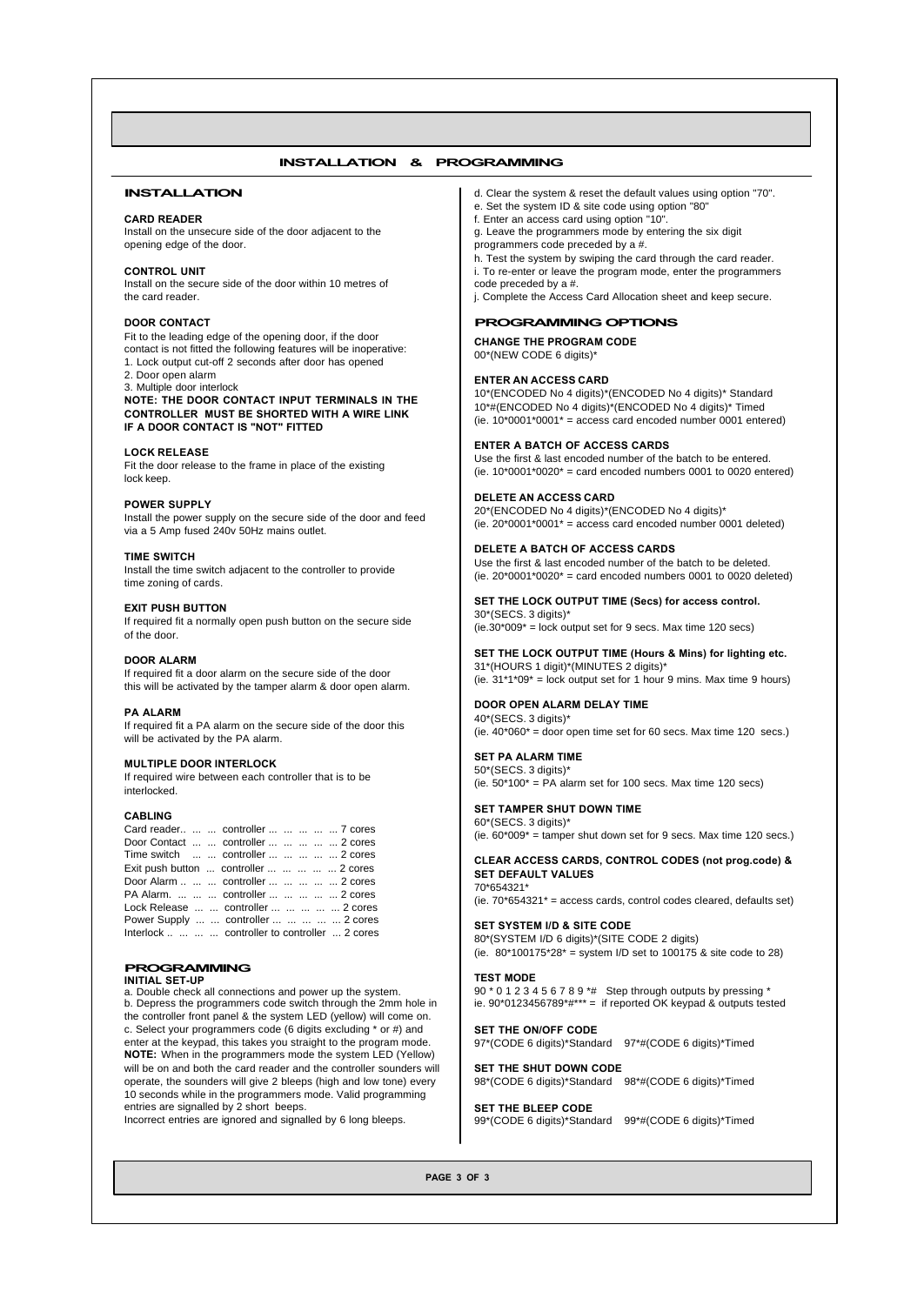# INSTALLATION & PROGRAMMING

## INSTALLATION

### CARD READER
Install on the unsecure side of the door adjacent to the opening edge of the door.

### CONTROL UNIT
Install on the secure side of the door within 10 metres of the card reader.

### DOOR CONTACT
Fit to the leading edge of the opening door, if the door contact is not fitted the following features will be inoperative:
1. Lock output cut-off 2 seconds after door has opened
2. Door open alarm
3. Multiple door interlock

**NOTE: THE DOOR CONTACT INPUT TERMINALS IN THE CONTROLLER MUST BE SHORTED WITH A WIRE LINK IF A DOOR CONTACT IS "NOT" FITTED**

### LOCK RELEASE
Fit the door release to the frame in place of the existing lock keep.

### POWER SUPPLY
Install the power supply on the secure side of the door and feed via a 5 Amp fused 240v 50Hz mains outlet.

### TIME SWITCH
Install the time switch adjacent to the controller to provide time zoning of cards.

### EXIT PUSH BUTTON
If required fit a normally open push button on the secure side of the door.

### DOOR ALARM
If required fit a door alarm on the secure side of the door this will be activated by the tamper alarm & door open alarm.

### PA ALARM
If required fit a PA alarm on the secure side of the door this will be activated by the PA alarm.

### MULTIPLE DOOR INTERLOCK
If required wire between each controller that is to be interlocked.

### CABLING
Card reader.. ... ... controller ... ... ... ... ... 7 cores
Door Contact ... ... controller ... ... ... ... ... 2 cores
Time switch ... ... controller ... ... ... ... ... 2 cores
Exit push button ... controller ... ... ... ... ... 2 cores
Door Alarm .. ... ... controller ... ... ... ... ... 2 cores
PA Alarm. ... ... ... controller ... ... ... ... ... 2 cores
Lock Release ... ... controller ... ... ... ... ... 2 cores
Power Supply ... ... controller ... ... ... ... ... 2 cores
Interlock .. ... ... ... controller to controller ... 2 cores

## PROGRAMMING

### INITIAL SET-UP
a. Double check all connections and power up the system.
b. Depress the programmers code switch through the 2mm hole in the controller front panel & the system LED (yellow) will come on.
c. Select your programmers code (6 digits excluding * or #) and enter at the keypad, this takes you straight to the program mode.
**NOTE:** When in the programmers mode the system LED (Yellow) will be on and both the card reader and the controller sounders will operate, the sounders will give 2 bleeps (high and low tone) every 10 seconds while in the programmers mode. Valid programming entries are signalled by 2 short beeps.
Incorrect entries are ignored and signalled by 6 long bleeps.
d. Clear the system & reset the default values using option "70".
e. Set the system ID & site code using option "80"
f. Enter an access card using option "10".
g. Leave the programmers mode by entering the six digit programmers code preceded by a #.
h. Test the system by swiping the card through the card reader.
i. To re-enter or leave the program mode, enter the programmers code preceded by a #.
j. Complete the Access Card Allocation sheet and keep secure.

## PROGRAMMING OPTIONS

**CHANGE THE PROGRAM CODE**
00*(NEW CODE 6 digits)*

**ENTER AN ACCESS CARD**
10*(ENCODED No 4 digits)*(ENCODED No 4 digits)* Standard
10*#(ENCODED No 4 digits)*(ENCODED No 4 digits)* Timed
(ie. 10*0001*0001* = access card encoded number 0001 entered)

**ENTER A BATCH OF ACCESS CARDS**
Use the first & last encoded number of the batch to be entered.
(ie. 10*0001*0020* = card encoded numbers 0001 to 0020 entered)

**DELETE AN ACCESS CARD**
20*(ENCODED No 4 digits)*(ENCODED No 4 digits)*
(ie. 20*0001*0001* = access card encoded number 0001 deleted)

**DELETE A BATCH OF ACCESS CARDS**
Use the first & last encoded number of the batch to be deleted.
(ie. 20*0001*0020* = card encoded numbers 0001 to 0020 deleted)

**SET THE LOCK OUTPUT TIME (Secs) for access control.**
30*(SECS. 3 digits)*
(ie.30*009* = lock output set for 9 secs. Max time 120 secs)

**SET THE LOCK OUTPUT TIME (Hours & Mins) for lighting etc.**
31*(HOURS 1 digit)*(MINUTES 2 digits)*
(ie. 31*1*09* = lock output set for 1 hour 9 mins. Max time 9 hours)

**DOOR OPEN ALARM DELAY TIME**
40*(SECS. 3 digits)*
(ie. 40*060* = door open time set for 60 secs. Max time 120 secs.)

**SET PA ALARM TIME**
50*(SECS. 3 digits)*
(ie. 50*100* = PA alarm set for 100 secs. Max time 120 secs)

**SET TAMPER SHUT DOWN TIME**
60*(SECS. 3 digits)*
(ie. 60*009* = tamper shut down set for 9 secs. Max time 120 secs.)

**CLEAR ACCESS CARDS, CONTROL CODES (not prog.code) & SET DEFAULT VALUES**
70*654321*
(ie. 70*654321* = access cards, control codes cleared, defaults set)

**SET SYSTEM I/D & SITE CODE**
80*(SYSTEM I/D 6 digits)*(SITE CODE 2 digits)
(ie. 80*100175*28* = system I/D set to 100175 & site code to 28)

**TEST MODE**
90 * 0 1 2 3 4 5 6 7 8 9 *# Step through outputs by pressing *
ie. 90*0123456789*#*** = if reported OK keypad & outputs tested

**SET THE ON/OFF CODE**
97*(CODE 6 digits)*Standard 97*#(CODE 6 digits)*Timed

**SET THE SHUT DOWN CODE**
98*(CODE 6 digits)*Standard 98*#(CODE 6 digits)*Timed

**SET THE BLEEP CODE**
99*(CODE 6 digits)*Standard 99*#(CODE 6 digits)*Timed